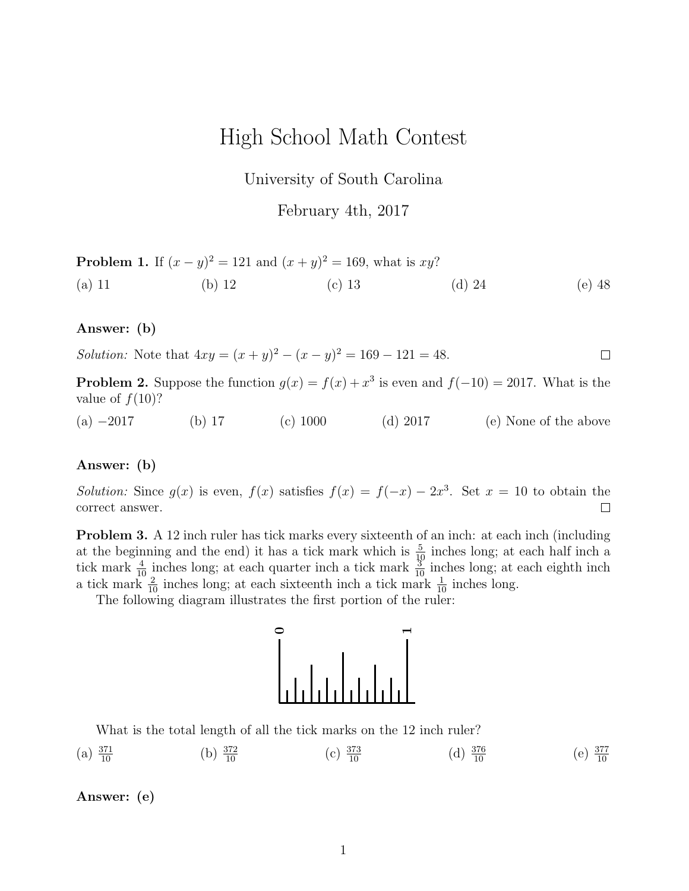# High School Math Contest

University of South Carolina

February 4th, 2017

**Problem 1.** If $(x-y)^2 = 121$ and $(x+y)^2 = 169$, what is $xy$?

(a) 11 (b) 12 (c) 13 (d) 24 (e) 48

**Answer: (b)**

*Solution:* Note that $4xy = (x+y)^2 - (x-y)^2 = 169 - 121 = 48$. □

**Problem 2.** Suppose the function $g(x) = f(x) + x^3$ is even and $f(-10) = 2017$. What is the value of $f(10)$?

(a) $-2017$ (b) 17 (c) 1000 (d) 2017 (e) None of the above

**Answer: (b)**

*Solution:* Since $g(x)$ is even, $f(x)$ satisfies $f(x) = f(-x) - 2x^3$. Set $x = 10$ to obtain the correct answer. □

**Problem 3.** A 12 inch ruler has tick marks every sixteenth of an inch: at each inch (including at the beginning and the end) it has a tick mark which is $\frac{5}{10}$ inches long; at each half inch a tick mark $\frac{4}{10}$ inches long; at each quarter inch a tick mark $\frac{3}{10}$ inches long; at each eighth inch a tick mark $\frac{2}{10}$ inches long; at each sixteenth inch a tick mark $\frac{1}{10}$ inches long.

The following diagram illustrates the first portion of the ruler:

What is the total length of all the tick marks on the 12 inch ruler?

(a) $\frac{371}{10}$ (b) $\frac{372}{10}$ (c) $\frac{373}{10}$ (d) $\frac{376}{10}$ (e) $\frac{377}{10}$

**Answer: (e)**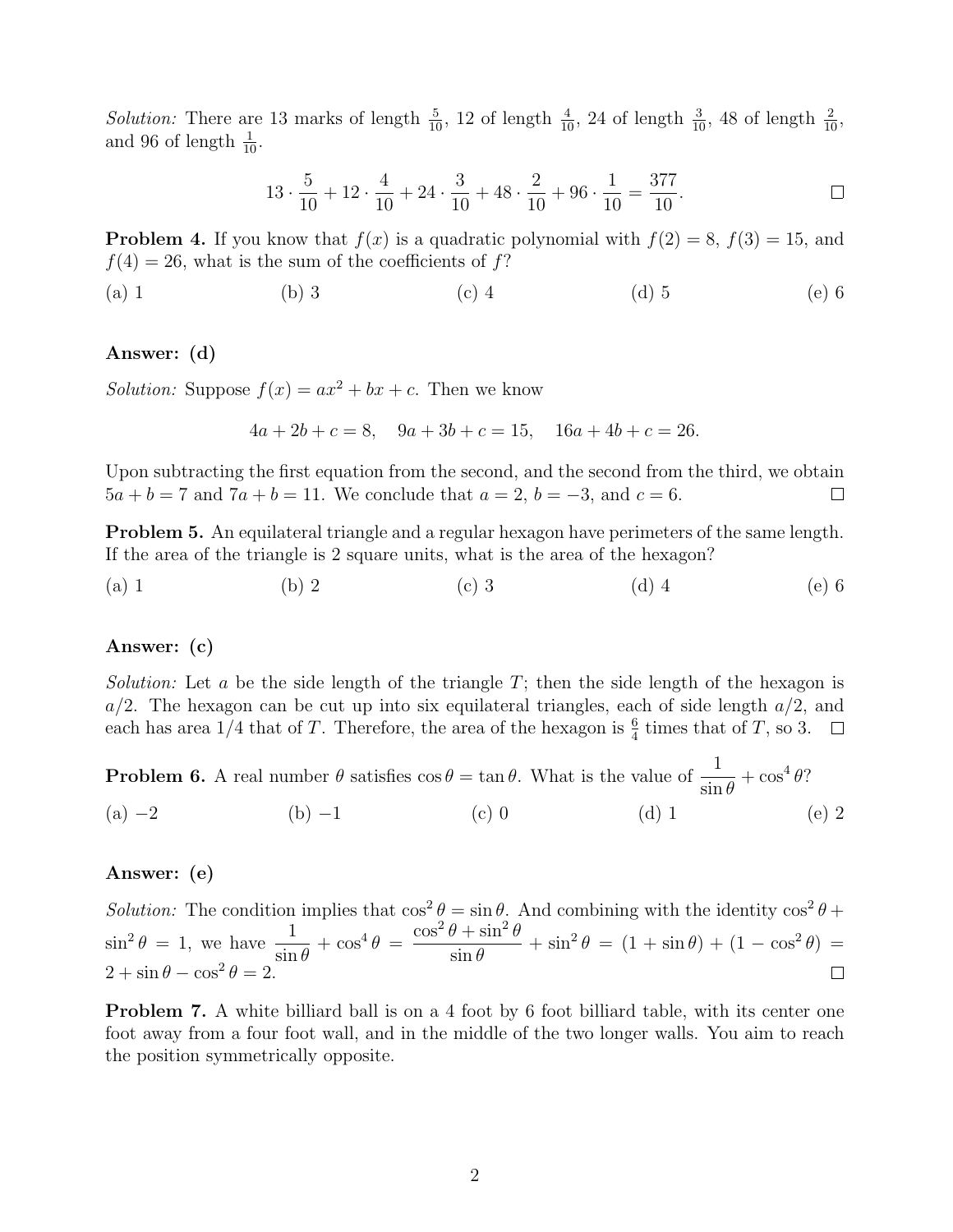*Solution:* There are 13 marks of length $\frac{5}{10}$, 12 of length $\frac{4}{10}$, 24 of length $\frac{3}{10}$, 48 of length $\frac{2}{10}$, and 96 of length $\frac{1}{10}$.

$$13 \cdot \frac{5}{10} + 12 \cdot \frac{4}{10} + 24 \cdot \frac{3}{10} + 48 \cdot \frac{2}{10} + 96 \cdot \frac{1}{10} = \frac{377}{10}.$$

□

**Problem 4.** If you know that $f(x)$ is a quadratic polynomial with $f(2) = 8$, $f(3) = 15$, and $f(4) = 26$, what is the sum of the coefficients of $f$?

(a) 1 (b) 3 (c) 4 (d) 5 (e) 6

**Answer: (d)**

*Solution:* Suppose $f(x) = ax^2 + bx + c$. Then we know

$$4a + 2b + c = 8, \quad 9a + 3b + c = 15, \quad 16a + 4b + c = 26.$$

Upon subtracting the first equation from the second, and the second from the third, we obtain $5a + b = 7$ and $7a + b = 11$. We conclude that $a = 2$, $b = -3$, and $c = 6$. □

**Problem 5.** An equilateral triangle and a regular hexagon have perimeters of the same length. If the area of the triangle is 2 square units, what is the area of the hexagon?

(a) 1 (b) 2 (c) 3 (d) 4 (e) 6

**Answer: (c)**

*Solution:* Let $a$ be the side length of the triangle $T$; then the side length of the hexagon is $a/2$. The hexagon can be cut up into six equilateral triangles, each of side length $a/2$, and each has area $1/4$ that of $T$. Therefore, the area of the hexagon is $\frac{6}{4}$ times that of $T$, so 3. □

**Problem 6.** A real number $\theta$ satisfies $\cos\theta = \tan\theta$. What is the value of $\dfrac{1}{\sin\theta} + \cos^4\theta$?

(a) $-2$ (b) $-1$ (c) 0 (d) 1 (e) 2

**Answer: (e)**

*Solution:* The condition implies that $\cos^2\theta = \sin\theta$. And combining with the identity $\cos^2\theta + \sin^2\theta = 1$, we have $\dfrac{1}{\sin\theta} + \cos^4\theta = \dfrac{\cos^2\theta + \sin^2\theta}{\sin\theta} + \sin^2\theta = (1 + \sin\theta) + (1 - \cos^2\theta) = 2 + \sin\theta - \cos^2\theta = 2$. □

**Problem 7.** A white billiard ball is on a 4 foot by 6 foot billiard table, with its center one foot away from a four foot wall, and in the middle of the two longer walls. You aim to reach the position symmetrically opposite.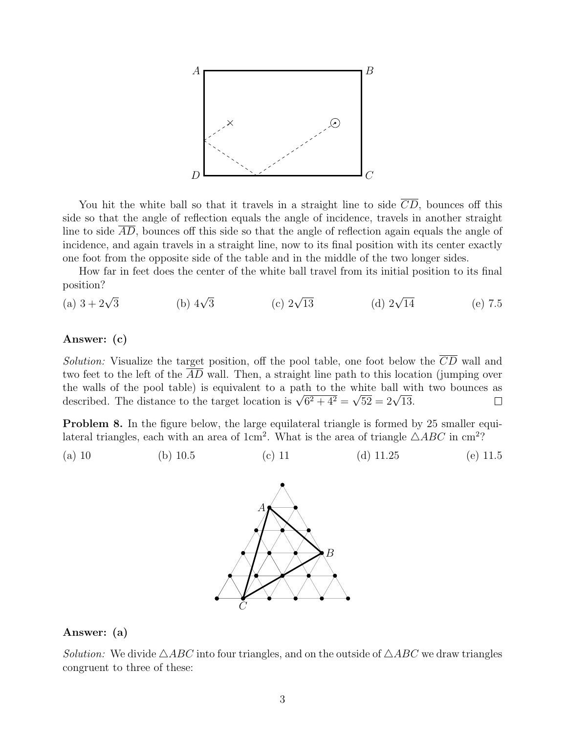You hit the white ball so that it travels in a straight line to side $\overline{CD}$, bounces off this side so that the angle of reflection equals the angle of incidence, travels in another straight line to side $\overline{AD}$, bounces off this side so that the angle of reflection again equals the angle of incidence, and again travels in a straight line, now to its final position with its center exactly one foot from the opposite side of the table and in the middle of the two longer sides.

How far in feet does the center of the white ball travel from its initial position to its final position?

(a) $3 + 2\sqrt{3}$ (b) $4\sqrt{3}$ (c) $2\sqrt{13}$ (d) $2\sqrt{14}$ (e) 7.5

**Answer: (c)**

*Solution:* Visualize the target position, off the pool table, one foot below the $\overline{CD}$ wall and two feet to the left of the $\overline{AD}$ wall. Then, a straight line path to this location (jumping over the walls of the pool table) is equivalent to a path to the white ball with two bounces as described. The distance to the target location is $\sqrt{6^2 + 4^2} = \sqrt{52} = 2\sqrt{13}$. □

**Problem 8.** In the figure below, the large equilateral triangle is formed by 25 smaller equilateral triangles, each with an area of $1\text{cm}^2$. What is the area of triangle $\triangle ABC$ in $\text{cm}^2$?

(a) 10 (b) 10.5 (c) 11 (d) 11.25 (e) 11.5

**Answer: (a)**

*Solution:* We divide $\triangle ABC$ into four triangles, and on the outside of $\triangle ABC$ we draw triangles congruent to three of these: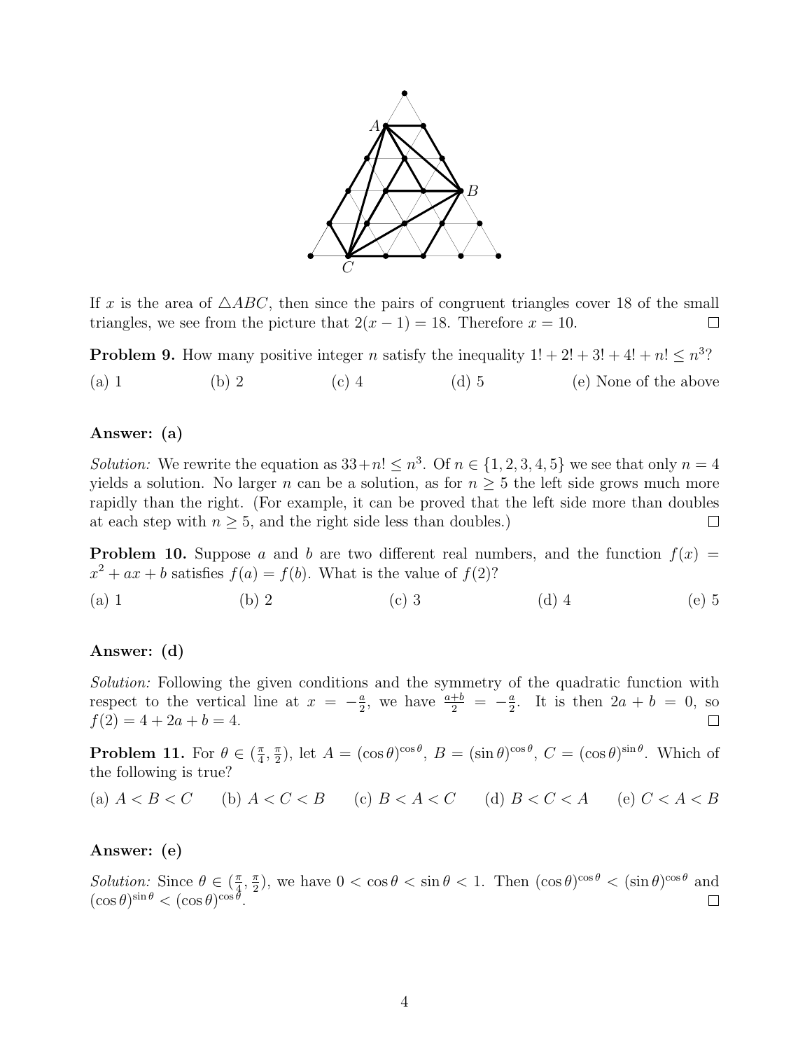If $x$ is the area of $\triangle ABC$, then since the pairs of congruent triangles cover 18 of the small triangles, we see from the picture that $2(x-1) = 18$. Therefore $x = 10$. $\square$

**Problem 9.** How many positive integer $n$ satisfy the inequality $1! + 2! + 3! + 4! + n! \le n^3$?

(a) 1 (b) 2 (c) 4 (d) 5 (e) None of the above

**Answer: (a)**

*Solution:* We rewrite the equation as $33 + n! \le n^3$. Of $n \in \{1, 2, 3, 4, 5\}$ we see that only $n = 4$ yields a solution. No larger $n$ can be a solution, as for $n \ge 5$ the left side grows much more rapidly than the right. (For example, it can be proved that the left side more than doubles at each step with $n \ge 5$, and the right side less than doubles.) $\square$

**Problem 10.** Suppose $a$ and $b$ are two different real numbers, and the function $f(x) = x^2 + ax + b$ satisfies $f(a) = f(b)$. What is the value of $f(2)$?

(a) 1 (b) 2 (c) 3 (d) 4 (e) 5

**Answer: (d)**

*Solution:* Following the given conditions and the symmetry of the quadratic function with respect to the vertical line at $x = -\frac{a}{2}$, we have $\frac{a+b}{2} = -\frac{a}{2}$. It is then $2a + b = 0$, so $f(2) = 4 + 2a + b = 4$. $\square$

**Problem 11.** For $\theta \in (\frac{\pi}{4}, \frac{\pi}{2})$, let $A = (\cos\theta)^{\cos\theta}$, $B = (\sin\theta)^{\cos\theta}$, $C = (\cos\theta)^{\sin\theta}$. Which of the following is true?

(a) $A < B < C$ (b) $A < C < B$ (c) $B < A < C$ (d) $B < C < A$ (e) $C < A < B$

**Answer: (e)**

*Solution:* Since $\theta \in (\frac{\pi}{4}, \frac{\pi}{2})$, we have $0 < \cos\theta < \sin\theta < 1$. Then $(\cos\theta)^{\cos\theta} < (\sin\theta)^{\cos\theta}$ and $(\cos\theta)^{\sin\theta} < (\cos\theta)^{\cos\theta}$. $\square$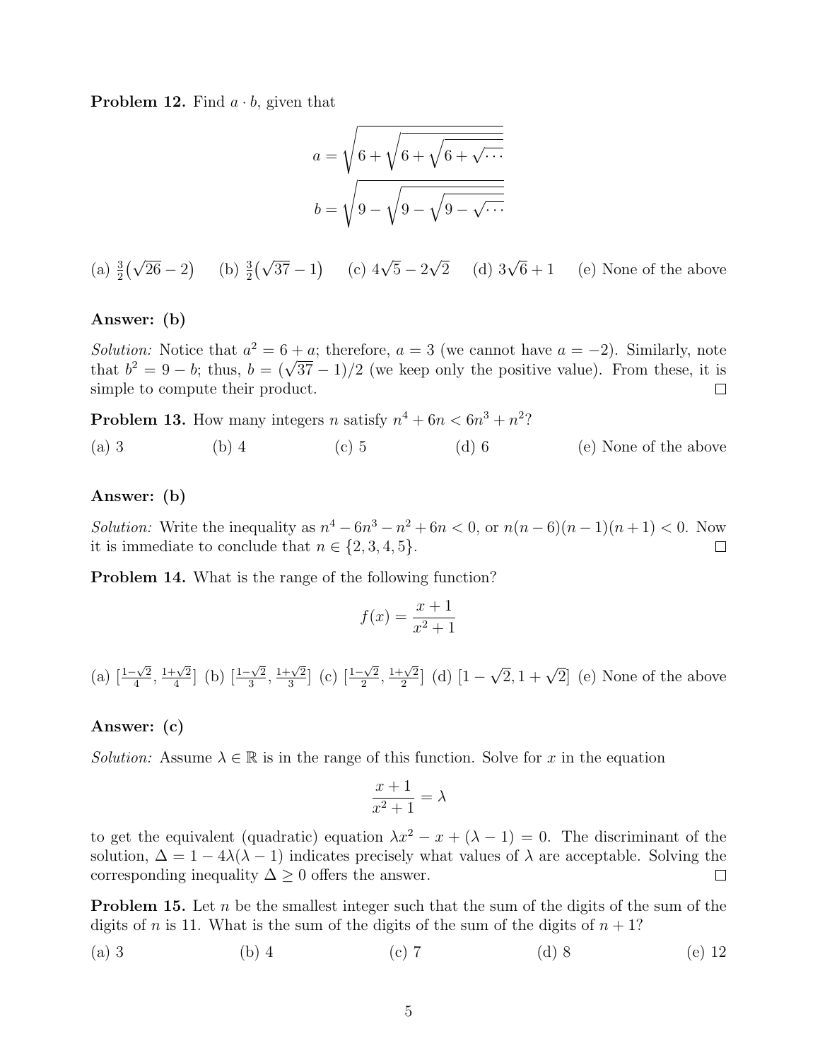**Problem 12.** Find $a \cdot b$, given that

$$a = \sqrt{6 + \sqrt{6 + \sqrt{6 + \sqrt{\cdots}}}}$$
$$b = \sqrt{9 - \sqrt{9 - \sqrt{9 - \sqrt{\cdots}}}}$$

(a) $\frac{3}{2}(\sqrt{26} - 2)$ (b) $\frac{3}{2}(\sqrt{37} - 1)$ (c) $4\sqrt{5} - 2\sqrt{2}$ (d) $3\sqrt{6} + 1$ (e) None of the above

**Answer: (b)**

*Solution:* Notice that $a^2 = 6 + a$; therefore, $a = 3$ (we cannot have $a = -2$). Similarly, note that $b^2 = 9 - b$; thus, $b = (\sqrt{37} - 1)/2$ (we keep only the positive value). From these, it is simple to compute their product. □

**Problem 13.** How many integers $n$ satisfy $n^4 + 6n < 6n^3 + n^2$?

(a) 3 (b) 4 (c) 5 (d) 6 (e) None of the above

**Answer: (b)**

*Solution:* Write the inequality as $n^4 - 6n^3 - n^2 + 6n < 0$, or $n(n-6)(n-1)(n+1) < 0$. Now it is immediate to conclude that $n \in \{2, 3, 4, 5\}$. □

**Problem 14.** What is the range of the following function?

$$f(x) = \frac{x+1}{x^2+1}$$

(a) $[\frac{1-\sqrt{2}}{4}, \frac{1+\sqrt{2}}{4}]$ (b) $[\frac{1-\sqrt{2}}{3}, \frac{1+\sqrt{2}}{3}]$ (c) $[\frac{1-\sqrt{2}}{2}, \frac{1+\sqrt{2}}{2}]$ (d) $[1 - \sqrt{2}, 1 + \sqrt{2}]$ (e) None of the above

**Answer: (c)**

*Solution:* Assume $\lambda \in \mathbb{R}$ is in the range of this function. Solve for $x$ in the equation

$$\frac{x+1}{x^2+1} = \lambda$$

to get the equivalent (quadratic) equation $\lambda x^2 - x + (\lambda - 1) = 0$. The discriminant of the solution, $\Delta = 1 - 4\lambda(\lambda - 1)$ indicates precisely what values of $\lambda$ are acceptable. Solving the corresponding inequality $\Delta \geq 0$ offers the answer. □

**Problem 15.** Let $n$ be the smallest integer such that the sum of the digits of the sum of the digits of $n$ is 11. What is the sum of the digits of the sum of the digits of $n + 1$?

(a) 3 (b) 4 (c) 7 (d) 8 (e) 12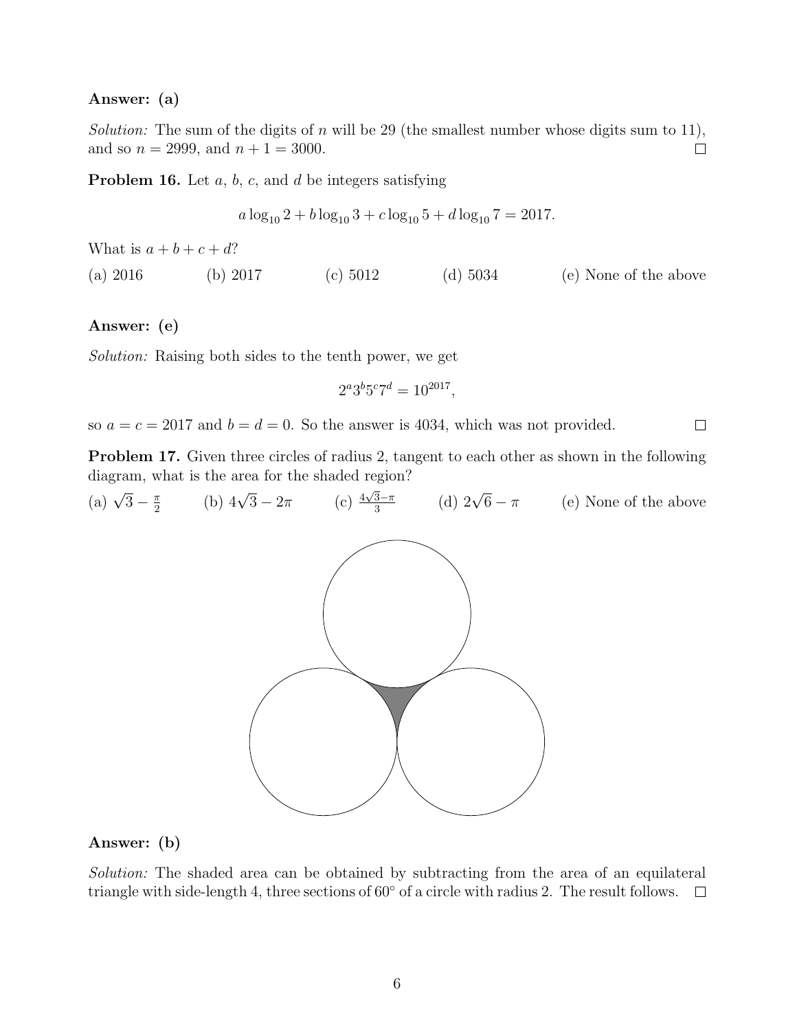**Answer: (a)**

*Solution:* The sum of the digits of $n$ will be 29 (the smallest number whose digits sum to 11), and so $n = 2999$, and $n + 1 = 3000$. □

**Problem 16.** Let $a$, $b$, $c$, and $d$ be integers satisfying

$$a \log_{10} 2 + b \log_{10} 3 + c \log_{10} 5 + d \log_{10} 7 = 2017.$$

What is $a + b + c + d$?

(a) 2016 (b) 2017 (c) 5012 (d) 5034 (e) None of the above

**Answer: (e)**

*Solution:* Raising both sides to the tenth power, we get

$$2^a 3^b 5^c 7^d = 10^{2017},$$

so $a = c = 2017$ and $b = d = 0$. So the answer is 4034, which was not provided. □

**Problem 17.** Given three circles of radius 2, tangent to each other as shown in the following diagram, what is the area for the shaded region?

(a) $\sqrt{3} - \frac{\pi}{2}$ (b) $4\sqrt{3} - 2\pi$ (c) $\frac{4\sqrt{3}-\pi}{3}$ (d) $2\sqrt{6} - \pi$ (e) None of the above

**Answer: (b)**

*Solution:* The shaded area can be obtained by subtracting from the area of an equilateral triangle with side-length 4, three sections of $60^\circ$ of a circle with radius 2. The result follows. □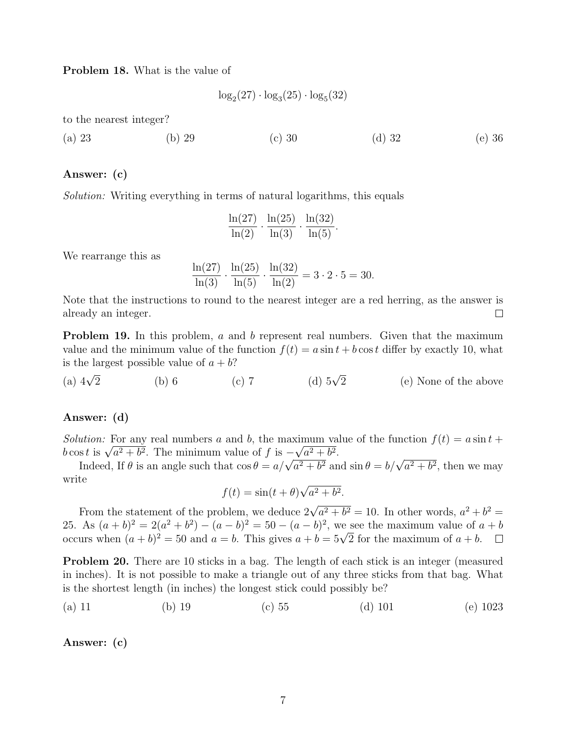**Problem 18.** What is the value of

$$\log_2(27) \cdot \log_3(25) \cdot \log_5(32)$$

to the nearest integer?

(a) 23 (b) 29 (c) 30 (d) 32 (e) 36

**Answer: (c)**

*Solution:* Writing everything in terms of natural logarithms, this equals

$$\frac{\ln(27)}{\ln(2)} \cdot \frac{\ln(25)}{\ln(3)} \cdot \frac{\ln(32)}{\ln(5)}.$$

We rearrange this as

$$\frac{\ln(27)}{\ln(3)} \cdot \frac{\ln(25)}{\ln(5)} \cdot \frac{\ln(32)}{\ln(2)} = 3 \cdot 2 \cdot 5 = 30.$$

Note that the instructions to round to the nearest integer are a red herring, as the answer is already an integer. $\square$

**Problem 19.** In this problem, $a$ and $b$ represent real numbers. Given that the maximum value and the minimum value of the function $f(t) = a \sin t + b \cos t$ differ by exactly 10, what is the largest possible value of $a + b$?

(a) $4\sqrt{2}$ (b) 6 (c) 7 (d) $5\sqrt{2}$ (e) None of the above

**Answer: (d)**

*Solution:* For any real numbers $a$ and $b$, the maximum value of the function $f(t) = a \sin t + b \cos t$ is $\sqrt{a^2 + b^2}$. The minimum value of $f$ is $-\sqrt{a^2 + b^2}$.

Indeed, If $\theta$ is an angle such that $\cos \theta = a/\sqrt{a^2 + b^2}$ and $\sin \theta = b/\sqrt{a^2 + b^2}$, then we may write

$$f(t) = \sin(t + \theta)\sqrt{a^2 + b^2}.$$

From the statement of the problem, we deduce $2\sqrt{a^2 + b^2} = 10$. In other words, $a^2 + b^2 = 25$. As $(a + b)^2 = 2(a^2 + b^2) - (a - b)^2 = 50 - (a - b)^2$, we see the maximum value of $a + b$ occurs when $(a + b)^2 = 50$ and $a = b$. This gives $a + b = 5\sqrt{2}$ for the maximum of $a + b$. $\square$

**Problem 20.** There are 10 sticks in a bag. The length of each stick is an integer (measured in inches). It is not possible to make a triangle out of any three sticks from that bag. What is the shortest length (in inches) the longest stick could possibly be?

(a) 11 (b) 19 (c) 55 (d) 101 (e) 1023

**Answer: (c)**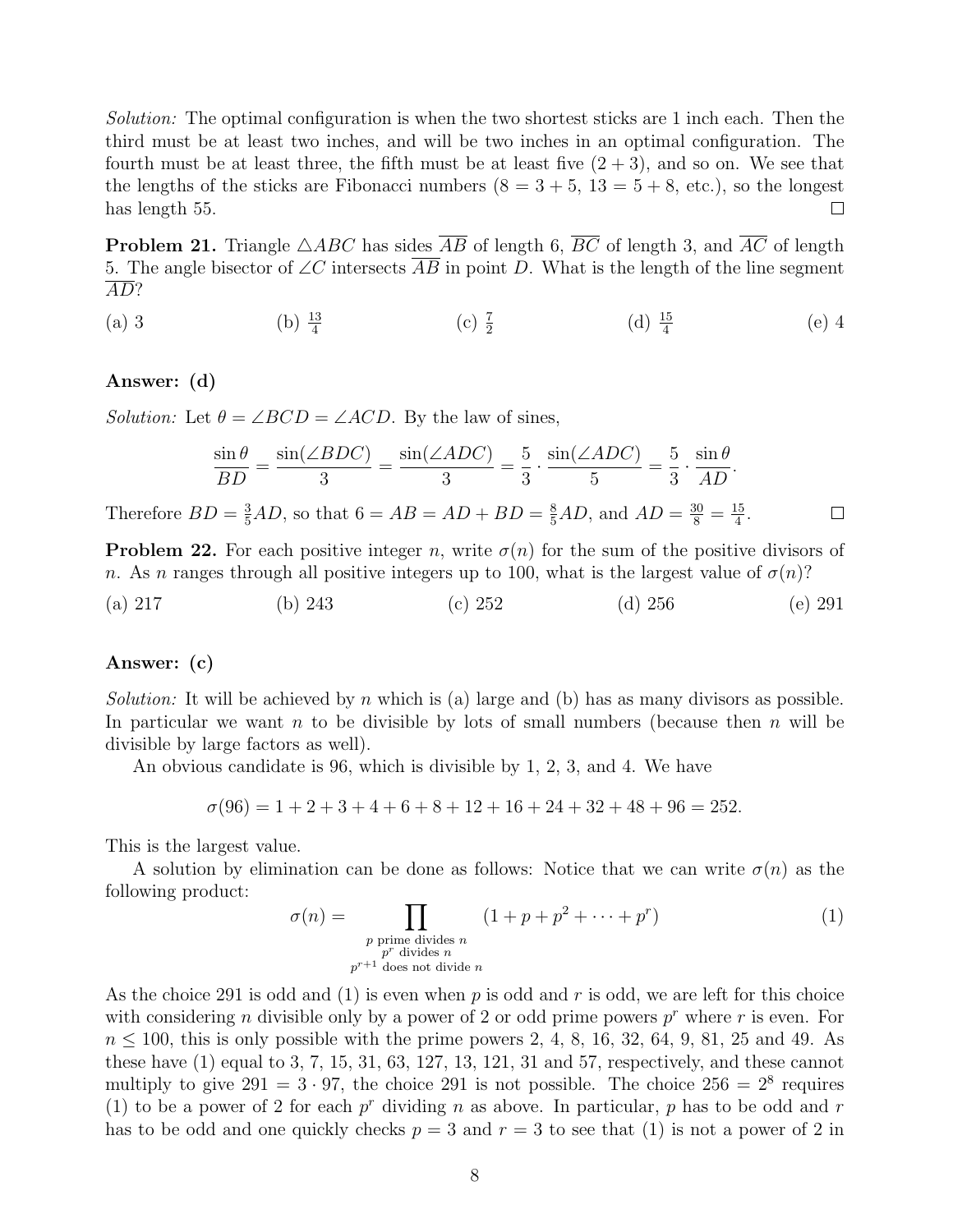*Solution:* The optimal configuration is when the two shortest sticks are 1 inch each. Then the third must be at least two inches, and will be two inches in an optimal configuration. The fourth must be at least three, the fifth must be at least five $(2+3)$, and so on. We see that the lengths of the sticks are Fibonacci numbers $(8 = 3+5,\ 13 = 5+8$, etc.), so the longest has length 55. □

**Problem 21.** Triangle $\triangle ABC$ has sides $\overline{AB}$ of length 6, $\overline{BC}$ of length 3, and $\overline{AC}$ of length 5. The angle bisector of $\angle C$ intersects $\overline{AB}$ in point $D$. What is the length of the line segment $\overline{AD}$?

(a) 3 (b) $\frac{13}{4}$ (c) $\frac{7}{2}$ (d) $\frac{15}{4}$ (e) 4

**Answer: (d)**

*Solution:* Let $\theta = \angle BCD = \angle ACD$. By the law of sines,

$$\frac{\sin\theta}{BD} = \frac{\sin(\angle BDC)}{3} = \frac{\sin(\angle ADC)}{3} = \frac{5}{3}\cdot\frac{\sin(\angle ADC)}{5} = \frac{5}{3}\cdot\frac{\sin\theta}{AD}.$$

Therefore $BD = \frac{3}{5}AD$, so that $6 = AB = AD + BD = \frac{8}{5}AD$, and $AD = \frac{30}{8} = \frac{15}{4}$. □

**Problem 22.** For each positive integer $n$, write $\sigma(n)$ for the sum of the positive divisors of $n$. As $n$ ranges through all positive integers up to 100, what is the largest value of $\sigma(n)$?

(a) 217 (b) 243 (c) 252 (d) 256 (e) 291

**Answer: (c)**

*Solution:* It will be achieved by $n$ which is (a) large and (b) has as many divisors as possible. In particular we want $n$ to be divisible by lots of small numbers (because then $n$ will be divisible by large factors as well).

An obvious candidate is 96, which is divisible by 1, 2, 3, and 4. We have

$$\sigma(96) = 1+2+3+4+6+8+12+16+24+32+48+96 = 252.$$

This is the largest value.

A solution by elimination can be done as follows: Notice that we can write $\sigma(n)$ as the following product:

$$\sigma(n) = \prod_{\substack{p \text{ prime divides } n \\ p^r \text{ divides } n \\ p^{r+1} \text{ does not divide } n}} (1 + p + p^2 + \cdots + p^r) \tag{1}$$

As the choice 291 is odd and (1) is even when $p$ is odd and $r$ is odd, we are left for this choice with considering $n$ divisible only by a power of 2 or odd prime powers $p^r$ where $r$ is even. For $n \le 100$, this is only possible with the prime powers 2, 4, 8, 16, 32, 64, 9, 81, 25 and 49. As these have (1) equal to 3, 7, 15, 31, 63, 127, 13, 121, 31 and 57, respectively, and these cannot multiply to give $291 = 3\cdot 97$, the choice 291 is not possible. The choice $256 = 2^8$ requires (1) to be a power of 2 for each $p^r$ dividing $n$ as above. In particular, $p$ has to be odd and $r$ has to be odd and one quickly checks $p = 3$ and $r = 3$ to see that (1) is not a power of 2 in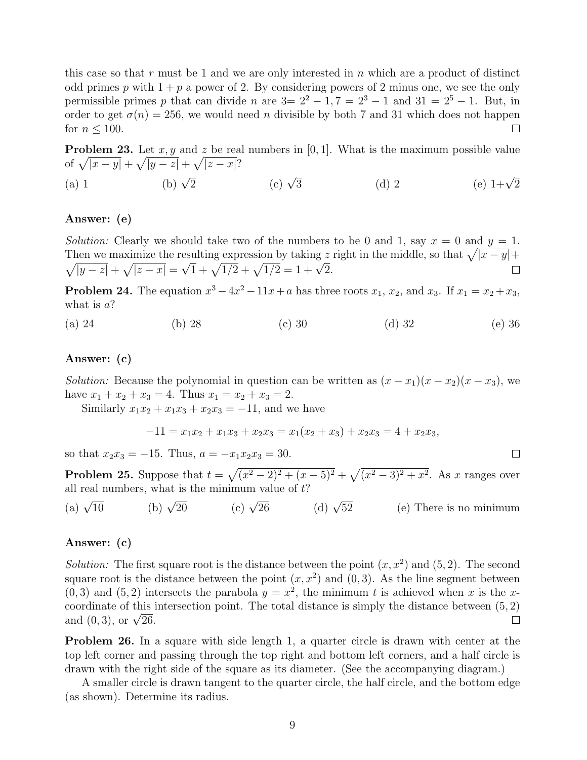this case so that $r$ must be 1 and we are only interested in $n$ which are a product of distinct odd primes $p$ with $1 + p$ a power of 2. By considering powers of 2 minus one, we see the only permissible primes $p$ that can divide $n$ are $3 = 2^2 - 1, 7 = 2^3 - 1$ and $31 = 2^5 - 1$. But, in order to get $\sigma(n) = 256$, we would need $n$ divisible by both 7 and 31 which does not happen for $n \leq 100$. □

**Problem 23.** Let $x, y$ and $z$ be real numbers in $[0, 1]$. What is the maximum possible value of $\sqrt{|x-y|} + \sqrt{|y-z|} + \sqrt{|z-x|}$?

(a) 1 (b) $\sqrt{2}$ (c) $\sqrt{3}$ (d) 2 (e) $1+\sqrt{2}$

**Answer: (e)**

*Solution:* Clearly we should take two of the numbers to be 0 and 1, say $x = 0$ and $y = 1$. Then we maximize the resulting expression by taking $z$ right in the middle, so that $\sqrt{|x-y|} + \sqrt{|y-z|} + \sqrt{|z-x|} = \sqrt{1} + \sqrt{1/2} + \sqrt{1/2} = 1 + \sqrt{2}$. □

**Problem 24.** The equation $x^3 - 4x^2 - 11x + a$ has three roots $x_1$, $x_2$, and $x_3$. If $x_1 = x_2 + x_3$, what is $a$?

(a) 24 (b) 28 (c) 30 (d) 32 (e) 36

**Answer: (c)**

*Solution:* Because the polynomial in question can be written as $(x - x_1)(x - x_2)(x - x_3)$, we have $x_1 + x_2 + x_3 = 4$. Thus $x_1 = x_2 + x_3 = 2$.

Similarly $x_1x_2 + x_1x_3 + x_2x_3 = -11$, and we have

$$-11 = x_1x_2 + x_1x_3 + x_2x_3 = x_1(x_2 + x_3) + x_2x_3 = 4 + x_2x_3,$$

so that $x_2x_3 = -15$. Thus, $a = -x_1x_2x_3 = 30$. □

**Problem 25.** Suppose that $t = \sqrt{(x^2-2)^2 + (x-5)^2} + \sqrt{(x^2-3)^2 + x^2}$. As $x$ ranges over all real numbers, what is the minimum value of $t$?

(a) $\sqrt{10}$ (b) $\sqrt{20}$ (c) $\sqrt{26}$ (d) $\sqrt{52}$ (e) There is no minimum

**Answer: (c)**

*Solution:* The first square root is the distance between the point $(x, x^2)$ and $(5, 2)$. The second square root is the distance between the point $(x, x^2)$ and $(0, 3)$. As the line segment between $(0, 3)$ and $(5, 2)$ intersects the parabola $y = x^2$, the minimum $t$ is achieved when $x$ is the $x$-coordinate of this intersection point. The total distance is simply the distance between $(5, 2)$ and $(0, 3)$, or $\sqrt{26}$. □

**Problem 26.** In a square with side length 1, a quarter circle is drawn with center at the top left corner and passing through the top right and bottom left corners, and a half circle is drawn with the right side of the square as its diameter. (See the accompanying diagram.)

A smaller circle is drawn tangent to the quarter circle, the half circle, and the bottom edge (as shown). Determine its radius.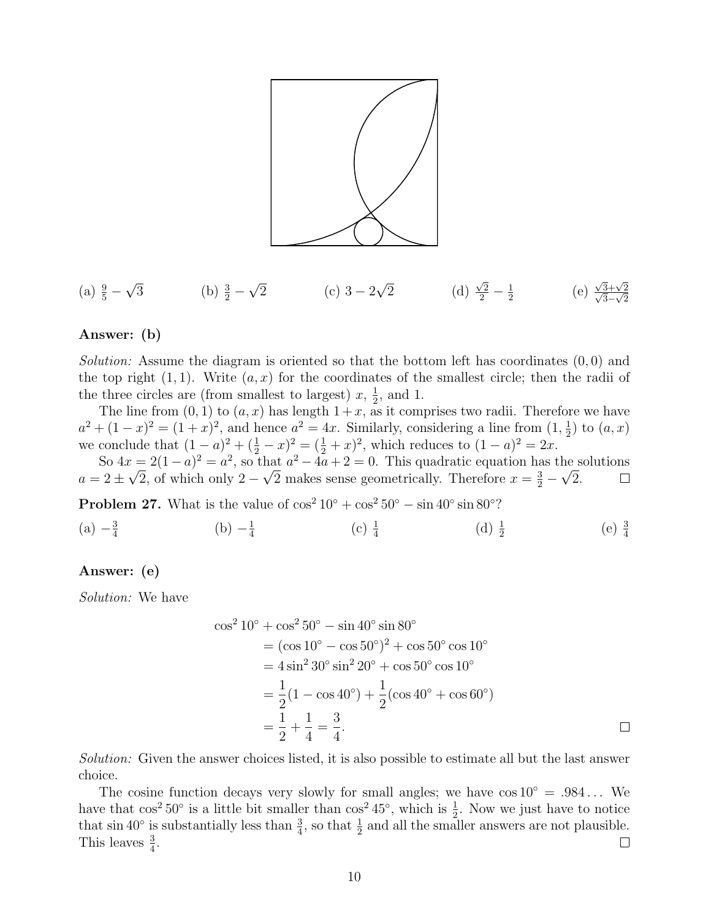(a) $\frac{9}{5} - \sqrt{3}$ (b) $\frac{3}{2} - \sqrt{2}$ (c) $3 - 2\sqrt{2}$ (d) $\frac{\sqrt{2}}{2} - \frac{1}{2}$ (e) $\frac{\sqrt{3}+\sqrt{2}}{\sqrt{3}-\sqrt{2}}$

**Answer: (b)**

*Solution:* Assume the diagram is oriented so that the bottom left has coordinates $(0, 0)$ and the top right $(1, 1)$. Write $(a, x)$ for the coordinates of the smallest circle; then the radii of the three circles are (from smallest to largest) $x$, $\frac{1}{2}$, and 1.

The line from $(0, 1)$ to $(a, x)$ has length $1 + x$, as it comprises two radii. Therefore we have $a^2 + (1 - x)^2 = (1 + x)^2$, and hence $a^2 = 4x$. Similarly, considering a line from $(1, \frac{1}{2})$ to $(a, x)$ we conclude that $(1 - a)^2 + (\frac{1}{2} - x)^2 = (\frac{1}{2} + x)^2$, which reduces to $(1 - a)^2 = 2x$.

So $4x = 2(1 - a)^2 = a^2$, so that $a^2 - 4a + 2 = 0$. This quadratic equation has the solutions $a = 2 \pm \sqrt{2}$, of which only $2 - \sqrt{2}$ makes sense geometrically. Therefore $x = \frac{3}{2} - \sqrt{2}$. □

**Problem 27.** What is the value of $\cos^2 10^\circ + \cos^2 50^\circ - \sin 40^\circ \sin 80^\circ$?

(a) $-\frac{3}{4}$ (b) $-\frac{1}{4}$ (c) $\frac{1}{4}$ (d) $\frac{1}{2}$ (e) $\frac{3}{4}$

**Answer: (e)**

*Solution:* We have

$$
\begin{aligned}
&\cos^2 10^\circ + \cos^2 50^\circ - \sin 40^\circ \sin 80^\circ \\
&\quad = (\cos 10^\circ - \cos 50^\circ)^2 + \cos 50^\circ \cos 10^\circ \\
&\quad = 4 \sin^2 30^\circ \sin^2 20^\circ + \cos 50^\circ \cos 10^\circ \\
&\quad = \frac{1}{2}(1 - \cos 40^\circ) + \frac{1}{2}(\cos 40^\circ + \cos 60^\circ) \\
&\quad = \frac{1}{2} + \frac{1}{4} = \frac{3}{4}.
\end{aligned}
$$

□

*Solution:* Given the answer choices listed, it is also possible to estimate all but the last answer choice.

The cosine function decays very slowly for small angles; we have $\cos 10^\circ = .984\ldots$ We have that $\cos^2 50^\circ$ is a little bit smaller than $\cos^2 45^\circ$, which is $\frac{1}{2}$. Now we just have to notice that $\sin 40^\circ$ is substantially less than $\frac{3}{4}$, so that $\frac{1}{2}$ and all the smaller answers are not plausible. This leaves $\frac{3}{4}$. □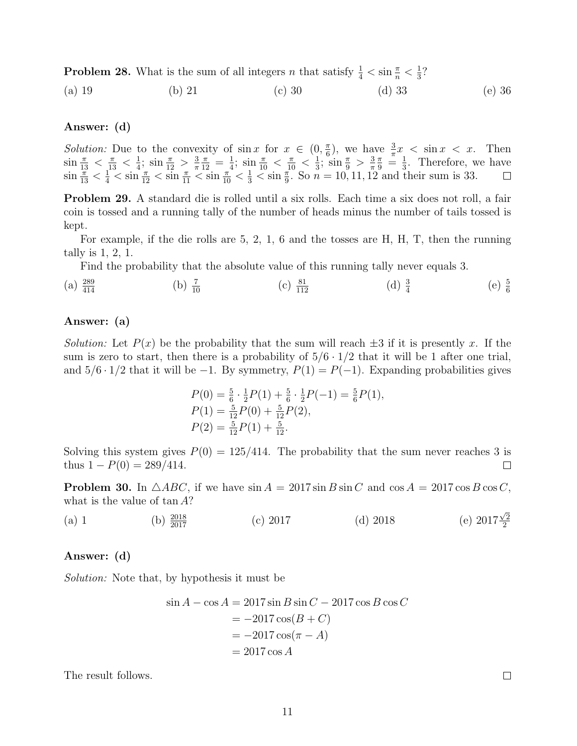**Problem 28.** What is the sum of all integers $n$ that satisfy $\frac{1}{4} < \sin\frac{\pi}{n} < \frac{1}{3}$?

(a) 19 (b) 21 (c) 30 (d) 33 (e) 36

**Answer: (d)**

*Solution:* Due to the convexity of $\sin x$ for $x \in (0, \frac{\pi}{6})$, we have $\frac{3}{\pi}x < \sin x < x$. Then $\sin\frac{\pi}{13} < \frac{\pi}{13} < \frac{1}{4}$; $\sin\frac{\pi}{12} > \frac{3}{\pi}\frac{\pi}{12} = \frac{1}{4}$; $\sin\frac{\pi}{10} < \frac{\pi}{10} < \frac{1}{3}$; $\sin\frac{\pi}{9} > \frac{3}{\pi}\frac{\pi}{9} = \frac{1}{3}$. Therefore, we have $\sin\frac{\pi}{13} < \frac{1}{4} < \sin\frac{\pi}{12} < \sin\frac{\pi}{11} < \sin\frac{\pi}{10} < \frac{1}{3} < \sin\frac{\pi}{9}$. So $n = 10, 11, 12$ and their sum is 33. $\square$

**Problem 29.** A standard die is rolled until a six rolls. Each time a six does not roll, a fair coin is tossed and a running tally of the number of heads minus the number of tails tossed is kept.

For example, if the die rolls are 5, 2, 1, 6 and the tosses are H, H, T, then the running tally is 1, 2, 1.

Find the probability that the absolute value of this running tally never equals 3.

(a) $\frac{289}{414}$ (b) $\frac{7}{10}$ (c) $\frac{81}{112}$ (d) $\frac{3}{4}$ (e) $\frac{5}{6}$

**Answer: (a)**

*Solution:* Let $P(x)$ be the probability that the sum will reach $\pm 3$ if it is presently $x$. If the sum is zero to start, then there is a probability of $5/6 \cdot 1/2$ that it will be 1 after one trial, and $5/6 \cdot 1/2$ that it will be $-1$. By symmetry, $P(1) = P(-1)$. Expanding probabilities gives

$$
\begin{aligned}
P(0) &= \tfrac{5}{6} \cdot \tfrac{1}{2} P(1) + \tfrac{5}{6} \cdot \tfrac{1}{2} P(-1) = \tfrac{5}{6} P(1), \\
P(1) &= \tfrac{5}{12} P(0) + \tfrac{5}{12} P(2), \\
P(2) &= \tfrac{5}{12} P(1) + \tfrac{5}{12}.
\end{aligned}
$$

Solving this system gives $P(0) = 125/414$. The probability that the sum never reaches 3 is thus $1 - P(0) = 289/414$. $\square$

**Problem 30.** In $\triangle ABC$, if we have $\sin A = 2017 \sin B \sin C$ and $\cos A = 2017 \cos B \cos C$, what is the value of $\tan A$?

(a) 1 (b) $\frac{2018}{2017}$ (c) 2017 (d) 2018 (e) $2017\frac{\sqrt{2}}{2}$

**Answer: (d)**

*Solution:* Note that, by hypothesis it must be

$$
\begin{aligned}
\sin A - \cos A &= 2017 \sin B \sin C - 2017 \cos B \cos C \\
&= -2017 \cos(B + C) \\
&= -2017 \cos(\pi - A) \\
&= 2017 \cos A
\end{aligned}
$$

The result follows. $\square$